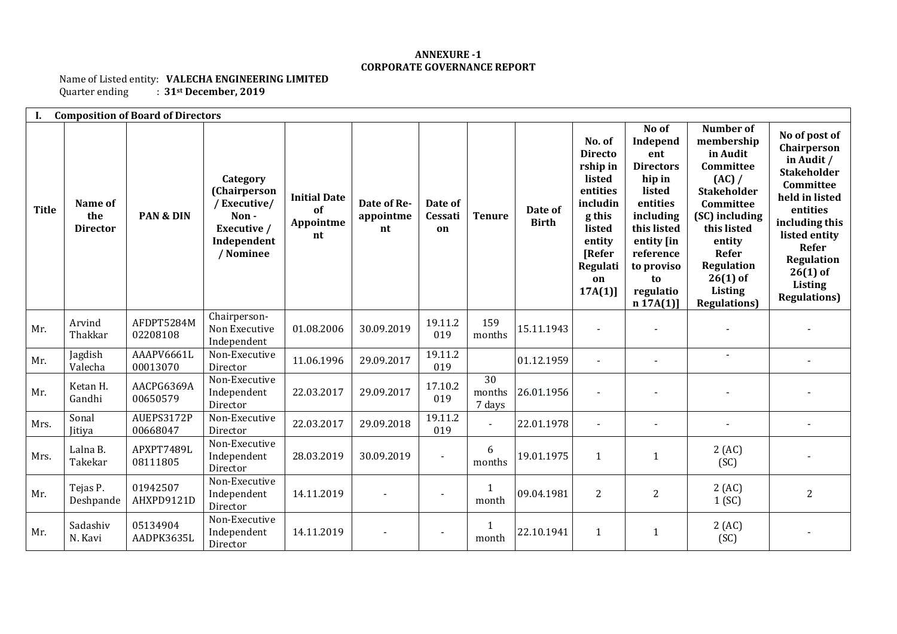**ANNEXURE -1**
**CORPORATE GOVERNANCE REPORT**

Name of Listed entity: **VALECHA ENGINEERING LIMITED**
Quarter ending : **31st December, 2019**

**I. Composition of Board of Directors**

| Title | Name of the Director | PAN & DIN | Category (Chairperson / Executive/ Non - Executive / Independent / Nominee | Initial Date of Appointment | Date of Re-appointment | Date of Cessation | Tenure | Date of Birth | No. of Directorship in listed entities including this listed entity [Refer Regulation 17A(1)] | No of Independent Directorship in listed entities including this listed entity [in reference to proviso to regulation 17A(1)] | Number of membership in Audit Committee (AC) / Stakeholder Committee (SC) including this listed entity Refer Regulation 26(1) of Listing Regulations) | No of post of Chairperson in Audit / Stakeholder Committee held in listed entities including this listed entity Refer Regulation 26(1) of Listing Regulations) |
|---|---|---|---|---|---|---|---|---|---|---|---|---|
| Mr. | Arvind Thakkar | AFDPT5284M 02208108 | Chairperson- Non Executive Independent | 01.08.2006 | 30.09.2019 | 19.11.2019 | 159 months | 15.11.1943 | - | - | - | - |
| Mr. | Jagdish Valecha | AAAPV6661L 00013070 | Non-Executive Director | 11.06.1996 | 29.09.2017 | 19.11.2019 | | 01.12.1959 | - | - | - | - |
| Mr. | Ketan H. Gandhi | AACPG6369A 00650579 | Non-Executive Independent Director | 22.03.2017 | 29.09.2017 | 17.10.2019 | 30 months 7 days | 26.01.1956 | - | - | - | - |
| Mrs. | Sonal Jitiya | AUEPS3172P 00668047 | Non-Executive Director | 22.03.2017 | 29.09.2018 | 19.11.2019 | - | 22.01.1978 | - | - | - | - |
| Mrs. | Lalna B. Takekar | APXPT7489L 08111805 | Non-Executive Independent Director | 28.03.2019 | 30.09.2019 | - | 6 months | 19.01.1975 | 1 | 1 | 2 (AC) (SC) | - |
| Mr. | Tejas P. Deshpande | 01942507 AHXPD9121D | Non-Executive Independent Director | 14.11.2019 | - | - | 1 month | 09.04.1981 | 2 | 2 | 2 (AC) 1 (SC) | 2 |
| Mr. | Sadashiv N. Kavi | 05134904 AADPK3635L | Non-Executive Independent Director | 14.11.2019 | - | - | 1 month | 22.10.1941 | 1 | 1 | 2 (AC) (SC) | - |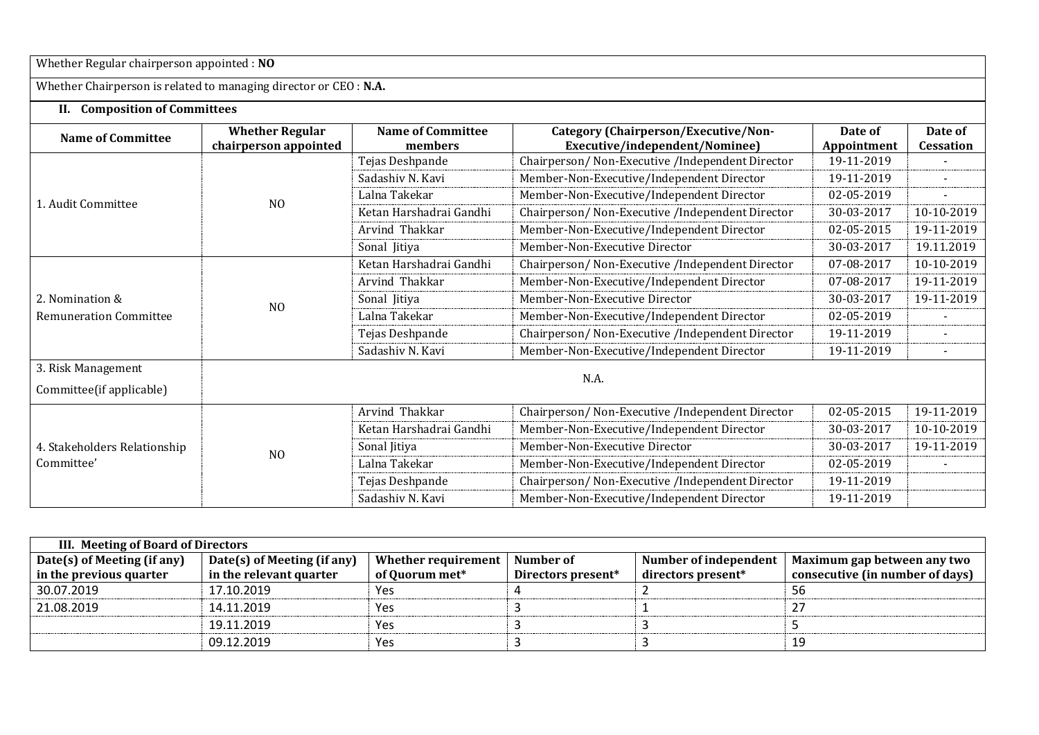Whether Regular chairperson appointed : **NO**

Whether Chairperson is related to managing director or CEO : **N.A.**

## II. Composition of Committees

| Name of Committee | Whether Regular chairperson appointed | Name of Committee members | Category (Chairperson/Executive/Non-Executive/independent/Nominee) | Date of Appointment | Date of Cessation |
|---|---|---|---|---|---|
| 1. Audit Committee | NO | Tejas Deshpande | Chairperson/ Non-Executive /Independent Director | 19-11-2019 | - |
| | | Sadashiv N. Kavi | Member-Non-Executive/Independent Director | 19-11-2019 | - |
| | | Lalna Takekar | Member-Non-Executive/Independent Director | 02-05-2019 | - |
| | | Ketan Harshadrai Gandhi | Chairperson/ Non-Executive /Independent Director | 30-03-2017 | 10-10-2019 |
| | | Arvind Thakkar | Member-Non-Executive/Independent Director | 02-05-2015 | 19-11-2019 |
| | | Sonal Jitiya | Member-Non-Executive Director | 30-03-2017 | 19.11.2019 |
| 2. Nomination & Remuneration Committee | NO | Ketan Harshadrai Gandhi | Chairperson/ Non-Executive /Independent Director | 07-08-2017 | 10-10-2019 |
| | | Arvind Thakkar | Member-Non-Executive/Independent Director | 07-08-2017 | 19-11-2019 |
| | | Sonal Jitiya | Member-Non-Executive Director | 30-03-2017 | 19-11-2019 |
| | | Lalna Takekar | Member-Non-Executive/Independent Director | 02-05-2019 | - |
| | | Tejas Deshpande | Chairperson/ Non-Executive /Independent Director | 19-11-2019 | - |
| | | Sadashiv N. Kavi | Member-Non-Executive/Independent Director | 19-11-2019 | - |
| 3. Risk Management Committee(if applicable) | N.A. | | | | |
| 4. Stakeholders Relationship Committee' | NO | Arvind Thakkar | Chairperson/ Non-Executive /Independent Director | 02-05-2015 | 19-11-2019 |
| | | Ketan Harshadrai Gandhi | Member-Non-Executive/Independent Director | 30-03-2017 | 10-10-2019 |
| | | Sonal Jitiya | Member-Non-Executive Director | 30-03-2017 | 19-11-2019 |
| | | Lalna Takekar | Member-Non-Executive/Independent Director | 02-05-2019 | - |
| | | Tejas Deshpande | Chairperson/ Non-Executive /Independent Director | 19-11-2019 | |
| | | Sadashiv N. Kavi | Member-Non-Executive/Independent Director | 19-11-2019 | |

## III. Meeting of Board of Directors

| Date(s) of Meeting (if any) in the previous quarter | Date(s) of Meeting (if any) in the relevant quarter | Whether requirement of Quorum met* | Number of Directors present* | Number of independent directors present* | Maximum gap between any two consecutive (in number of days) |
|---|---|---|---|---|---|
| 30.07.2019 | 17.10.2019 | Yes | 4 | 2 | 56 |
| 21.08.2019 | 14.11.2019 | Yes | 3 | 1 | 27 |
| | 19.11.2019 | Yes | 3 | 3 | 5 |
| | 09.12.2019 | Yes | 3 | 3 | 19 |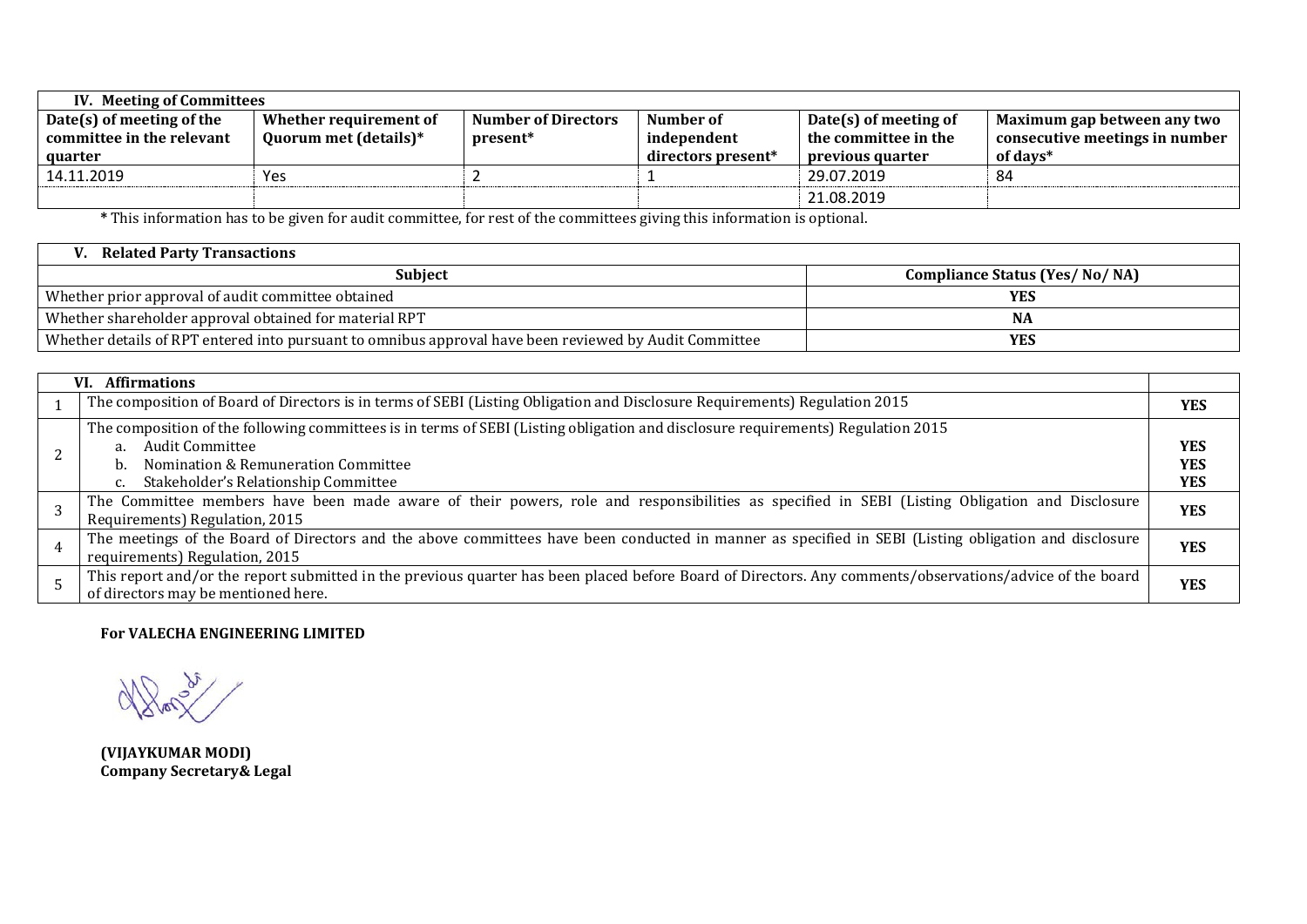| IV. Meeting of Committees | | | | | |
|---|---|---|---|---|---|
| **Date(s) of meeting of the committee in the relevant quarter** | **Whether requirement of Quorum met (details)*** | **Number of Directors present*** | **Number of independent directors present*** | **Date(s) of meeting of the committee in the previous quarter** | **Maximum gap between any two consecutive meetings in number of days*** |
| 14.11.2019 | Yes | 2 | 1 | 29.07.2019 | 84 |
| | | | | 21.08.2019 | |

**\*** This information has to be given for audit committee, for rest of the committees giving this information is optional.

| V. Related Party Transactions | |
|---|---|
| **Subject** | **Compliance Status (Yes/ No/ NA)** |
| Whether prior approval of audit committee obtained | **YES** |
| Whether shareholder approval obtained for material RPT | **NA** |
| Whether details of RPT entered into pursuant to omnibus approval have been reviewed by Audit Committee | **YES** |

| VI. Affirmations | | |
|---|---|---|
| 1 | The composition of Board of Directors is in terms of SEBI (Listing Obligation and Disclosure Requirements) Regulation 2015 | **YES** |
| 2 | The composition of the following committees is in terms of SEBI (Listing obligation and disclosure requirements) Regulation 2015<br>a. Audit Committee<br>b. Nomination & Remuneration Committee<br>c. Stakeholder's Relationship Committee | <br>**YES**<br>**YES**<br>**YES** |
| 3 | The Committee members have been made aware of their powers, role and responsibilities as specified in SEBI (Listing Obligation and Disclosure Requirements) Regulation, 2015 | **YES** |
| 4 | The meetings of the Board of Directors and the above committees have been conducted in manner as specified in SEBI (Listing obligation and disclosure requirements) Regulation, 2015 | **YES** |
| 5 | This report and/or the report submitted in the previous quarter has been placed before Board of Directors. Any comments/observations/advice of the board of directors may be mentioned here. | **YES** |

**For VALECHA ENGINEERING LIMITED**

**(VIJAYKUMAR MODI)**
**Company Secretary& Legal**